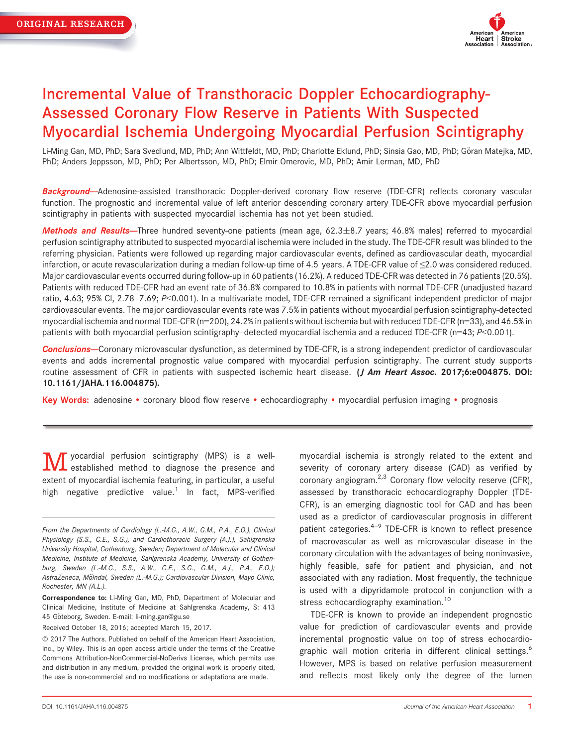ORIGINAL RESEARCH

# Incremental Value of Transthoracic Doppler Echocardiography-Assessed Coronary Flow Reserve in Patients With Suspected Myocardial Ischemia Undergoing Myocardial Perfusion Scintigraphy

Li-Ming Gan, MD, PhD; Sara Svedlund, MD, PhD; Ann Wittfeldt, MD, PhD; Charlotte Eklund, PhD; Sinsia Gao, MD, PhD; Göran Matejka, MD, PhD; Anders Jeppsson, MD, PhD; Per Albertsson, MD, PhD; Elmir Omerovic, MD, PhD; Amir Lerman, MD, PhD

***Background*****—**Adenosine-assisted transthoracic Doppler-derived coronary flow reserve (TDE-CFR) reflects coronary vascular function. The prognostic and incremental value of left anterior descending coronary artery TDE-CFR above myocardial perfusion scintigraphy in patients with suspected myocardial ischemia has not yet been studied.

***Methods and Results*****—**Three hundred seventy-one patients (mean age, 62.3±8.7 years; 46.8% males) referred to myocardial perfusion scintigraphy attributed to suspected myocardial ischemia were included in the study. The TDE-CFR result was blinded to the referring physician. Patients were followed up regarding major cardiovascular events, defined as cardiovascular death, myocardial infarction, or acute revascularization during a median follow-up time of 4.5 years. A TDE-CFR value of ≤2.0 was considered reduced. Major cardiovascular events occurred during follow-up in 60 patients (16.2%). A reduced TDE-CFR was detected in 76 patients (20.5%). Patients with reduced TDE-CFR had an event rate of 36.8% compared to 10.8% in patients with normal TDE-CFR (unadjusted hazard ratio, 4.63; 95% CI, 2.78–7.69; $P<0.001$). In a multivariate model, TDE-CFR remained a significant independent predictor of major cardiovascular events. The major cardiovascular events rate was 7.5% in patients without myocardial perfusion scintigraphy-detected myocardial ischemia and normal TDE-CFR (n=200), 24.2% in patients without ischemia but with reduced TDE-CFR (n=33), and 46.5% in patients with both myocardial perfusion scintigraphy–detected myocardial ischemia and a reduced TDE-CFR (n=43; $P<0.001$).

***Conclusions*****—**Coronary microvascular dysfunction, as determined by TDE-CFR, is a strong independent predictor of cardiovascular events and adds incremental prognostic value compared with myocardial perfusion scintigraphy. The current study supports routine assessment of CFR in patients with suspected ischemic heart disease. **(*J Am Heart Assoc*. 2017;6:e004875. DOI: 10.1161/JAHA.116.004875).**

**Key Words:** adenosine • coronary blood flow reserve • echocardiography • myocardial perfusion imaging • prognosis

Myocardial perfusion scintigraphy (MPS) is a well-established method to diagnose the presence and extent of myocardial ischemia featuring, in particular, a useful high negative predictive value.[1] In fact, MPS-verified myocardial ischemia is strongly related to the extent and severity of coronary artery disease (CAD) as verified by coronary angiogram.[2,3] Coronary flow velocity reserve (CFR), assessed by transthoracic echocardiography Doppler (TDE-CFR), is an emerging diagnostic tool for CAD and has been used as a predictor of cardiovascular prognosis in different patient categories.[4–9] TDE-CFR is known to reflect presence of macrovascular as well as microvascular disease in the coronary circulation with the advantages of being noninvasive, highly feasible, safe for patient and physician, and not associated with any radiation. Most frequently, the technique is used with a dipyridamole protocol in conjunction with a stress echocardiography examination.[10]

TDE-CFR is known to provide an independent prognostic value for prediction of cardiovascular events and provide incremental prognostic value on top of stress echocardiographic wall motion criteria in different clinical settings.[6] However, MPS is based on relative perfusion measurement and reflects most likely only the degree of the lumen

*From the Departments of Cardiology (L.-M.G., A.W., G.M., P.A., E.O.), Clinical Physiology (S.S., C.E., S.G.), and Cardiothoracic Surgery (A.J.), Sahlgrenska University Hospital, Gothenburg, Sweden; Department of Molecular and Clinical Medicine, Institute of Medicine, Sahlgrenska Academy, University of Gothenburg, Sweden (L.-M.G., S.S., A.W., C.E., S.G., G.M., A.J., P.A., E.O.); AstraZeneca, Mölndal, Sweden (L.-M.G.); Cardiovascular Division, Mayo Clinic, Rochester, MN (A.L.).*

**Correspondence to:** Li-Ming Gan, MD, PhD, Department of Molecular and Clinical Medicine, Institute of Medicine at Sahlgrenska Academy, S: 413 45 Göteborg, Sweden. E-mail: li-ming.gan@gu.se

Received October 18, 2016; accepted March 15, 2017.

© 2017 The Authors. Published on behalf of the American Heart Association, Inc., by Wiley. This is an open access article under the terms of the Creative Commons Attribution-NonCommercial-NoDerivs License, which permits use and distribution in any medium, provided the original work is properly cited, the use is non-commercial and no modifications or adaptations are made.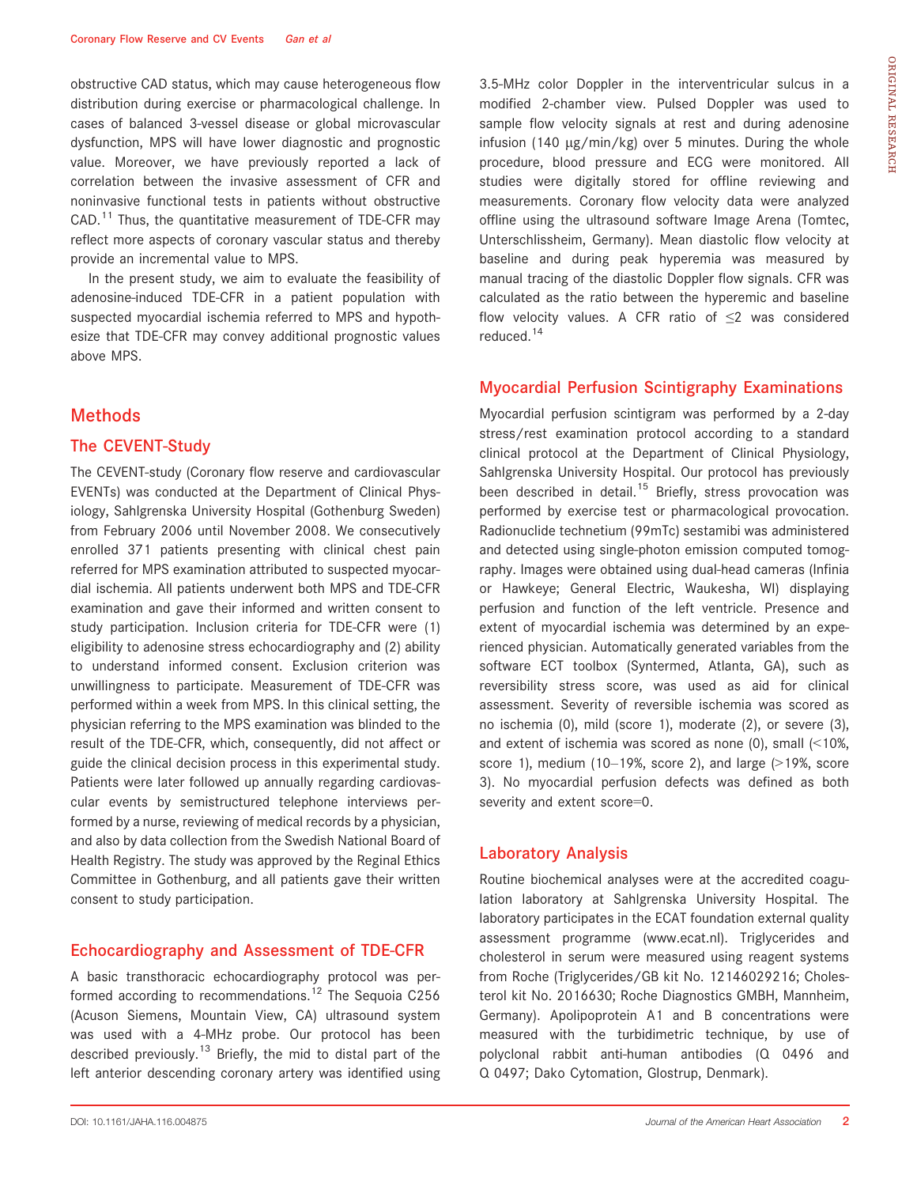obstructive CAD status, which may cause heterogeneous flow distribution during exercise or pharmacological challenge. In cases of balanced 3-vessel disease or global microvascular dysfunction, MPS will have lower diagnostic and prognostic value. Moreover, we have previously reported a lack of correlation between the invasive assessment of CFR and noninvasive functional tests in patients without obstructive CAD.[11] Thus, the quantitative measurement of TDE-CFR may reflect more aspects of coronary vascular status and thereby provide an incremental value to MPS.

In the present study, we aim to evaluate the feasibility of adenosine-induced TDE-CFR in a patient population with suspected myocardial ischemia referred to MPS and hypothesize that TDE-CFR may convey additional prognostic values above MPS.

## Methods

### The CEVENT-Study

The CEVENT-study (Coronary flow reserve and cardiovascular EVENTs) was conducted at the Department of Clinical Physiology, Sahlgrenska University Hospital (Gothenburg Sweden) from February 2006 until November 2008. We consecutively enrolled 371 patients presenting with clinical chest pain referred for MPS examination attributed to suspected myocardial ischemia. All patients underwent both MPS and TDE-CFR examination and gave their informed and written consent to study participation. Inclusion criteria for TDE-CFR were (1) eligibility to adenosine stress echocardiography and (2) ability to understand informed consent. Exclusion criterion was unwillingness to participate. Measurement of TDE-CFR was performed within a week from MPS. In this clinical setting, the physician referring to the MPS examination was blinded to the result of the TDE-CFR, which, consequently, did not affect or guide the clinical decision process in this experimental study. Patients were later followed up annually regarding cardiovascular events by semistructured telephone interviews performed by a nurse, reviewing of medical records by a physician, and also by data collection from the Swedish National Board of Health Registry. The study was approved by the Reginal Ethics Committee in Gothenburg, and all patients gave their written consent to study participation.

### Echocardiography and Assessment of TDE-CFR

A basic transthoracic echocardiography protocol was performed according to recommendations.[12] The Sequoia C256 (Acuson Siemens, Mountain View, CA) ultrasound system was used with a 4-MHz probe. Our protocol has been described previously.[13] Briefly, the mid to distal part of the left anterior descending coronary artery was identified using 3.5-MHz color Doppler in the interventricular sulcus in a modified 2-chamber view. Pulsed Doppler was used to sample flow velocity signals at rest and during adenosine infusion (140 μg/min/kg) over 5 minutes. During the whole procedure, blood pressure and ECG were monitored. All studies were digitally stored for offline reviewing and measurements. Coronary flow velocity data were analyzed offline using the ultrasound software Image Arena (Tomtec, Unterschlissheim, Germany). Mean diastolic flow velocity at baseline and during peak hyperemia was measured by manual tracing of the diastolic Doppler flow signals. CFR was calculated as the ratio between the hyperemic and baseline flow velocity values. A CFR ratio of $\leq 2$ was considered reduced.[14]

### Myocardial Perfusion Scintigraphy Examinations

Myocardial perfusion scintigram was performed by a 2-day stress/rest examination protocol according to a standard clinical protocol at the Department of Clinical Physiology, Sahlgrenska University Hospital. Our protocol has previously been described in detail.[15] Briefly, stress provocation was performed by exercise test or pharmacological provocation. Radionuclide technetium (99mTc) sestamibi was administered and detected using single-photon emission computed tomography. Images were obtained using dual-head cameras (Infinia or Hawkeye; General Electric, Waukesha, WI) displaying perfusion and function of the left ventricle. Presence and extent of myocardial ischemia was determined by an experienced physician. Automatically generated variables from the software ECT toolbox (Syntermed, Atlanta, GA), such as reversibility stress score, was used as aid for clinical assessment. Severity of reversible ischemia was scored as no ischemia (0), mild (score 1), moderate (2), or severe (3), and extent of ischemia was scored as none (0), small (<10%, score 1), medium (10–19%, score 2), and large (>19%, score 3). No myocardial perfusion defects was defined as both severity and extent score=0.

### Laboratory Analysis

Routine biochemical analyses were at the accredited coagulation laboratory at Sahlgrenska University Hospital. The laboratory participates in the ECAT foundation external quality assessment programme (www.ecat.nl). Triglycerides and cholesterol in serum were measured using reagent systems from Roche (Triglycerides/GB kit No. 12146029216; Cholesterol kit No. 2016630; Roche Diagnostics GMBH, Mannheim, Germany). Apolipoprotein A1 and B concentrations were measured with the turbidimetric technique, by use of polyclonal rabbit anti-human antibodies (Q 0496 and Q 0497; Dako Cytomation, Glostrup, Denmark).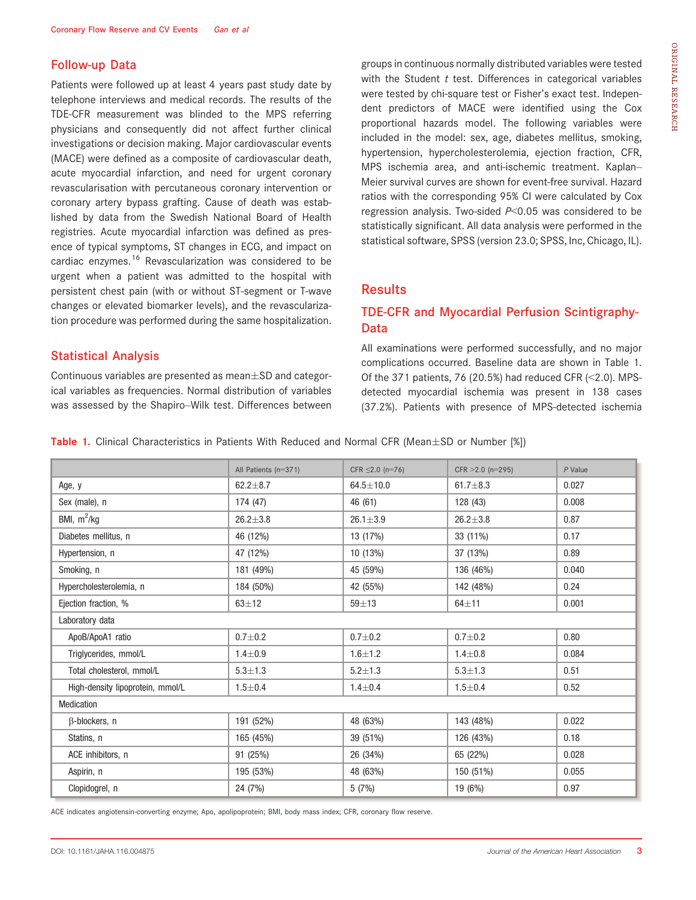## Follow-up Data

Patients were followed up at least 4 years past study date by telephone interviews and medical records. The results of the TDE-CFR measurement was blinded to the MPS referring physicians and consequently did not affect further clinical investigations or decision making. Major cardiovascular events (MACE) were defined as a composite of cardiovascular death, acute myocardial infarction, and need for urgent coronary revascularisation with percutaneous coronary intervention or coronary artery bypass grafting. Cause of death was established by data from the Swedish National Board of Health registries. Acute myocardial infarction was defined as presence of typical symptoms, ST changes in ECG, and impact on cardiac enzymes.[16] Revascularization was considered to be urgent when a patient was admitted to the hospital with persistent chest pain (with or without ST-segment or T-wave changes or elevated biomarker levels), and the revascularization procedure was performed during the same hospitalization.

## Statistical Analysis

Continuous variables are presented as mean±SD and categorical variables as frequencies. Normal distribution of variables was assessed by the Shapiro–Wilk test. Differences between groups in continuous normally distributed variables were tested with the Student *t* test. Differences in categorical variables were tested by chi-square test or Fisher's exact test. Independent predictors of MACE were identified using the Cox proportional hazards model. The following variables were included in the model: sex, age, diabetes mellitus, smoking, hypertension, hypercholesterolemia, ejection fraction, CFR, MPS ischemia area, and anti-ischemic treatment. Kaplan–Meier survival curves are shown for event-free survival. Hazard ratios with the corresponding 95% CI were calculated by Cox regression analysis. Two-sided $P<0.05$ was considered to be statistically significant. All data analysis were performed in the statistical software, SPSS (version 23.0; SPSS, Inc, Chicago, IL).

## Results

### TDE-CFR and Myocardial Perfusion Scintigraphy-Data

All examinations were performed successfully, and no major complications occurred. Baseline data are shown in Table 1. Of the 371 patients, 76 (20.5%) had reduced CFR (<2.0). MPS-detected myocardial ischemia was present in 138 cases (37.2%). Patients with presence of MPS-detected ischemia

**Table 1.** Clinical Characteristics in Patients With Reduced and Normal CFR (Mean±SD or Number [%])

| | All Patients (n=371) | CFR ≤2.0 (n=76) | CFR >2.0 (n=295) | *P* Value |
|---|---|---|---|---|
| Age, y | 62.2±8.7 | 64.5±10.0 | 61.7±8.3 | 0.027 |
| Sex (male), n | 174 (47) | 46 (61) | 128 (43) | 0.008 |
| BMI, m$^2$/kg | 26.2±3.8 | 26.1±3.9 | 26.2±3.8 | 0.87 |
| Diabetes mellitus, n | 46 (12%) | 13 (17%) | 33 (11%) | 0.17 |
| Hypertension, n | 47 (12%) | 10 (13%) | 37 (13%) | 0.89 |
| Smoking, n | 181 (49%) | 45 (59%) | 136 (46%) | 0.040 |
| Hypercholesterolemia, n | 184 (50%) | 42 (55%) | 142 (48%) | 0.24 |
| Ejection fraction, % | 63±12 | 59±13 | 64±11 | 0.001 |
| Laboratory data | | | | |
| ApoB/ApoA1 ratio | 0.7±0.2 | 0.7±0.2 | 0.7±0.2 | 0.80 |
| Triglycerides, mmol/L | 1.4±0.9 | 1.6±1.2 | 1.4±0.8 | 0.084 |
| Total cholesterol, mmol/L | 5.3±1.3 | 5.2±1.3 | 5.3±1.3 | 0.51 |
| High-density lipoprotein, mmol/L | 1.5±0.4 | 1.4±0.4 | 1.5±0.4 | 0.52 |
| Medication | | | | |
| β-blockers, n | 191 (52%) | 48 (63%) | 143 (48%) | 0.022 |
| Statins, n | 165 (45%) | 39 (51%) | 126 (43%) | 0.18 |
| ACE inhibitors, n | 91 (25%) | 26 (34%) | 65 (22%) | 0.028 |
| Aspirin, n | 195 (53%) | 48 (63%) | 150 (51%) | 0.055 |
| Clopidogrel, n | 24 (7%) | 5 (7%) | 19 (6%) | 0.97 |

ACE indicates angiotensin-converting enzyme; Apo, apolipoprotein; BMI, body mass index; CFR, coronary flow reserve.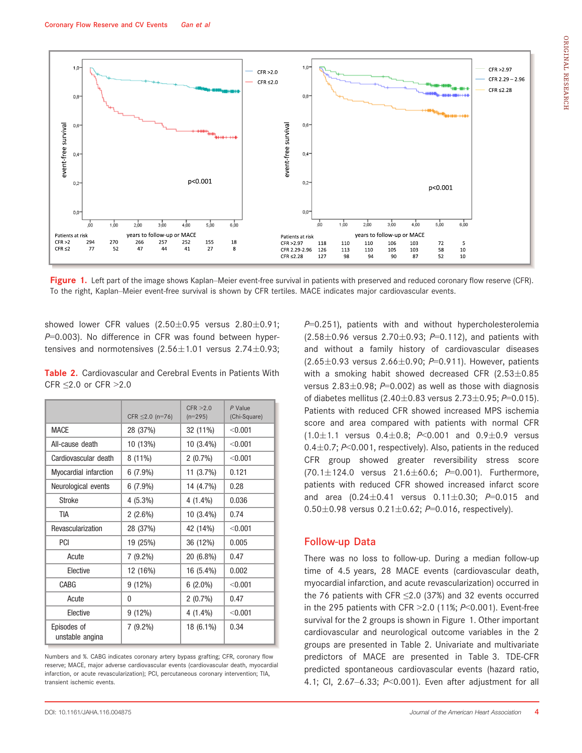Figure 1. Left part of the image shows Kaplan–Meier event-free survival in patients with preserved and reduced coronary flow reserve (CFR). To the right, Kaplan–Meier event-free survival is shown by CFR tertiles. MACE indicates major cardiovascular events.

showed lower CFR values (2.50±0.95 versus 2.80±0.91; $P$=0.003). No difference in CFR was found between hypertensives and normotensives (2.56±1.01 versus 2.74±0.93; $P$=0.251), patients with and without hypercholesterolemia (2.58±0.96 versus 2.70±0.93; $P$=0.112), and patients with and without a family history of cardiovascular diseases (2.65±0.93 versus 2.66±0.90; $P$=0.911). However, patients with a smoking habit showed decreased CFR (2.53±0.85 versus 2.83±0.98; $P$=0.002) as well as those with diagnosis of diabetes mellitus (2.40±0.83 versus 2.73±0.95; $P$=0.015). Patients with reduced CFR showed increased MPS ischemia score and area compared with patients with normal CFR (1.0±1.1 versus 0.4±0.8; $P$<0.001 and 0.9±0.9 versus 0.4±0.7; $P$<0.001, respectively). Also, patients in the reduced CFR group showed greater reversibility stress score (70.1±124.0 versus 21.6±60.6; $P$=0.001). Furthermore, patients with reduced CFR showed increased infarct score and area (0.24±0.41 versus 0.11±0.30; $P$=0.015 and 0.50±0.98 versus 0.21±0.62; $P$=0.016, respectively).

**Table 2.** Cardiovascular and Cerebral Events in Patients With CFR ≤2.0 or CFR >2.0

| | CFR ≤2.0 (n=76) | CFR >2.0 (n=295) | *P* Value (Chi-Square) |
|---|---|---|---|
| MACE | 28 (37%) | 32 (11%) | <0.001 |
| All-cause death | 10 (13%) | 10 (3.4%) | <0.001 |
| Cardiovascular death | 8 (11%) | 2 (0.7%) | <0.001 |
| Myocardial infarction | 6 (7.9%) | 11 (3.7%) | 0.121 |
| Neurological events | 6 (7.9%) | 14 (4.7%) | 0.28 |
| Stroke | 4 (5.3%) | 4 (1.4%) | 0.036 |
| TIA | 2 (2.6%) | 10 (3.4%) | 0.74 |
| Revascularization | 28 (37%) | 42 (14%) | <0.001 |
| PCI | 19 (25%) | 36 (12%) | 0.005 |
| Acute | 7 (9.2%) | 20 (6.8%) | 0.47 |
| Elective | 12 (16%) | 16 (5.4%) | 0.002 |
| CABG | 9 (12%) | 6 (2.0%) | <0.001 |
| Acute | 0 | 2 (0.7%) | 0.47 |
| Elective | 9 (12%) | 4 (1.4%) | <0.001 |
| Episodes of unstable angina | 7 (9.2%) | 18 (6.1%) | 0.34 |

Numbers and %. CABG indicates coronary artery bypass grafting; CFR, coronary flow reserve; MACE, major adverse cardiovascular events (cardiovascular death, myocardial infarction, or acute revascularization); PCI, percutaneous coronary intervention; TIA, transient ischemic events.

## Follow-up Data

There was no loss to follow-up. During a median follow-up time of 4.5 years, 28 MACE events (cardiovascular death, myocardial infarction, and acute revascularization) occurred in the 76 patients with CFR ≤2.0 (37%) and 32 events occurred in the 295 patients with CFR >2.0 (11%; $P$<0.001). Event-free survival for the 2 groups is shown in Figure 1. Other important cardiovascular and neurological outcome variables in the 2 groups are presented in Table 2. Univariate and multivariate predictors of MACE are presented in Table 3. TDE-CFR predicted spontaneous cardiovascular events (hazard ratio, 4.1; CI, 2.67–6.33; $P$<0.001). Even after adjustment for all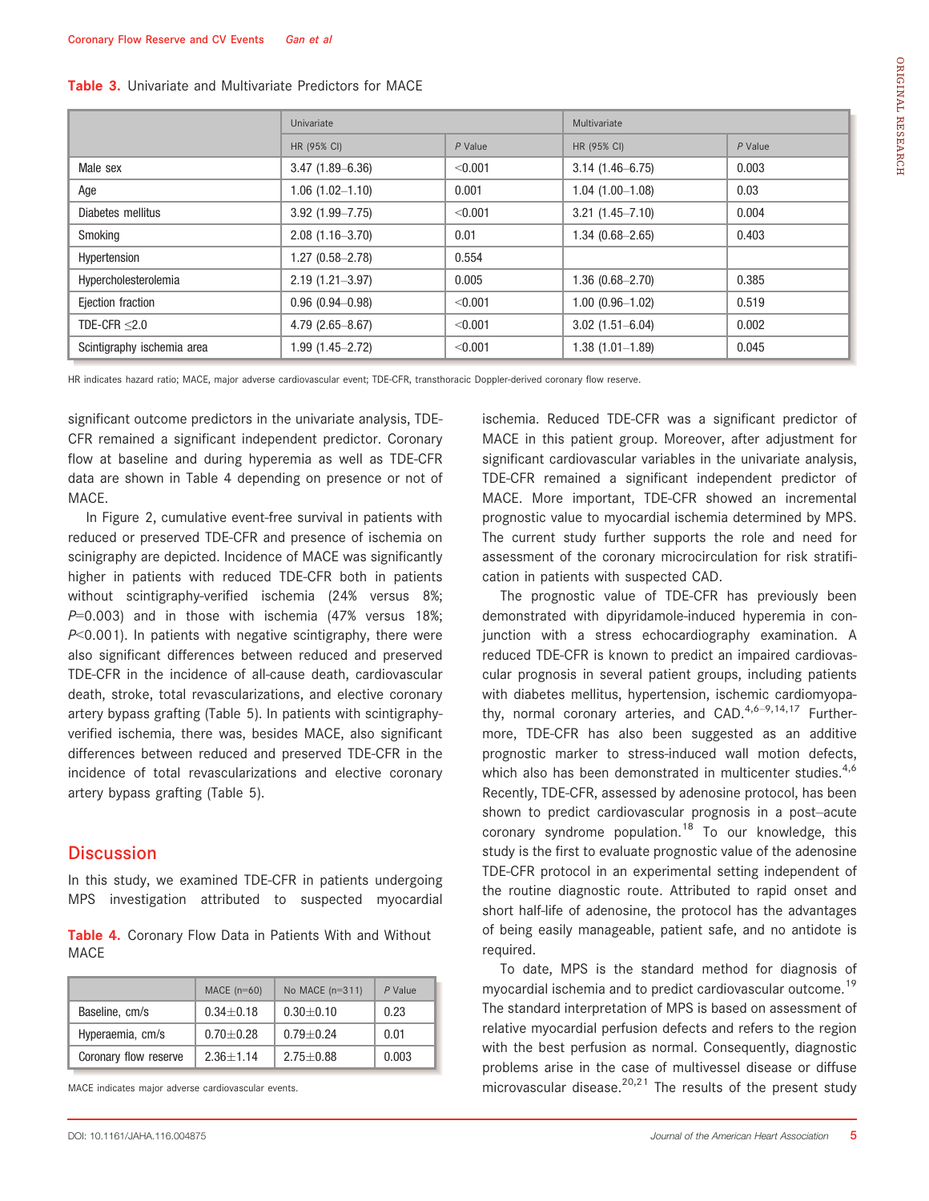**Table 3.** Univariate and Multivariate Predictors for MACE

| | Univariate | | Multivariate | |
|---|---|---|---|---|
| | HR (95% CI) | *P* Value | HR (95% CI) | *P* Value |
| Male sex | 3.47 (1.89–6.36) | <0.001 | 3.14 (1.46–6.75) | 0.003 |
| Age | 1.06 (1.02–1.10) | 0.001 | 1.04 (1.00–1.08) | 0.03 |
| Diabetes mellitus | 3.92 (1.99–7.75) | <0.001 | 3.21 (1.45–7.10) | 0.004 |
| Smoking | 2.08 (1.16–3.70) | 0.01 | 1.34 (0.68–2.65) | 0.403 |
| Hypertension | 1.27 (0.58–2.78) | 0.554 | | |
| Hypercholesterolemia | 2.19 (1.21–3.97) | 0.005 | 1.36 (0.68–2.70) | 0.385 |
| Ejection fraction | 0.96 (0.94–0.98) | <0.001 | 1.00 (0.96–1.02) | 0.519 |
| TDE-CFR ≤2.0 | 4.79 (2.65–8.67) | <0.001 | 3.02 (1.51–6.04) | 0.002 |
| Scintigraphy ischemia area | 1.99 (1.45–2.72) | <0.001 | 1.38 (1.01–1.89) | 0.045 |

HR indicates hazard ratio; MACE, major adverse cardiovascular event; TDE-CFR, transthoracic Doppler-derived coronary flow reserve.

significant outcome predictors in the univariate analysis, TDE-CFR remained a significant independent predictor. Coronary flow at baseline and during hyperemia as well as TDE-CFR data are shown in Table 4 depending on presence or not of MACE.

In Figure 2, cumulative event-free survival in patients with reduced or preserved TDE-CFR and presence of ischemia on scinigraphy are depicted. Incidence of MACE was significantly higher in patients with reduced TDE-CFR both in patients without scintigraphy-verified ischemia (24% versus 8%; $P$=0.003) and in those with ischemia (47% versus 18%; $P$<0.001). In patients with negative scintigraphy, there were also significant differences between reduced and preserved TDE-CFR in the incidence of all-cause death, cardiovascular death, stroke, total revascularizations, and elective coronary artery bypass grafting (Table 5). In patients with scintigraphy-verified ischemia, there was, besides MACE, also significant differences between reduced and preserved TDE-CFR in the incidence of total revascularizations and elective coronary artery bypass grafting (Table 5).

## Discussion

In this study, we examined TDE-CFR in patients undergoing MPS investigation attributed to suspected myocardial ischemia. Reduced TDE-CFR was a significant predictor of MACE in this patient group. Moreover, after adjustment for significant cardiovascular variables in the univariate analysis, TDE-CFR remained a significant independent predictor of MACE. More important, TDE-CFR showed an incremental prognostic value to myocardial ischemia determined by MPS. The current study further supports the role and need for assessment of the coronary microcirculation for risk stratification in patients with suspected CAD.

**Table 4.** Coronary Flow Data in Patients With and Without MACE

| | MACE (n=60) | No MACE (n=311) | *P* Value |
|---|---|---|---|
| Baseline, cm/s | 0.34±0.18 | 0.30±0.10 | 0.23 |
| Hyperaemia, cm/s | 0.70±0.28 | 0.79±0.24 | 0.01 |
| Coronary flow reserve | 2.36±1.14 | 2.75±0.88 | 0.003 |

MACE indicates major adverse cardiovascular events.

The prognostic value of TDE-CFR has previously been demonstrated with dipyridamole-induced hyperemia in conjunction with a stress echocardiography examination. A reduced TDE-CFR is known to predict an impaired cardiovascular prognosis in several patient groups, including patients with diabetes mellitus, hypertension, ischemic cardiomyopathy, normal coronary arteries, and CAD.[4,6–9,14,17] Furthermore, TDE-CFR has also been suggested as an additive prognostic marker to stress-induced wall motion defects, which also has been demonstrated in multicenter studies.[4,6] Recently, TDE-CFR, assessed by adenosine protocol, has been shown to predict cardiovascular prognosis in a post–acute coronary syndrome population.[18] To our knowledge, this study is the first to evaluate prognostic value of the adenosine TDE-CFR protocol in an experimental setting independent of the routine diagnostic route. Attributed to rapid onset and short half-life of adenosine, the protocol has the advantages of being easily manageable, patient safe, and no antidote is required.

To date, MPS is the standard method for diagnosis of myocardial ischemia and to predict cardiovascular outcome.[19] The standard interpretation of MPS is based on assessment of relative myocardial perfusion defects and refers to the region with the best perfusion as normal. Consequently, diagnostic problems arise in the case of multivessel disease or diffuse microvascular disease.[20,21] The results of the present study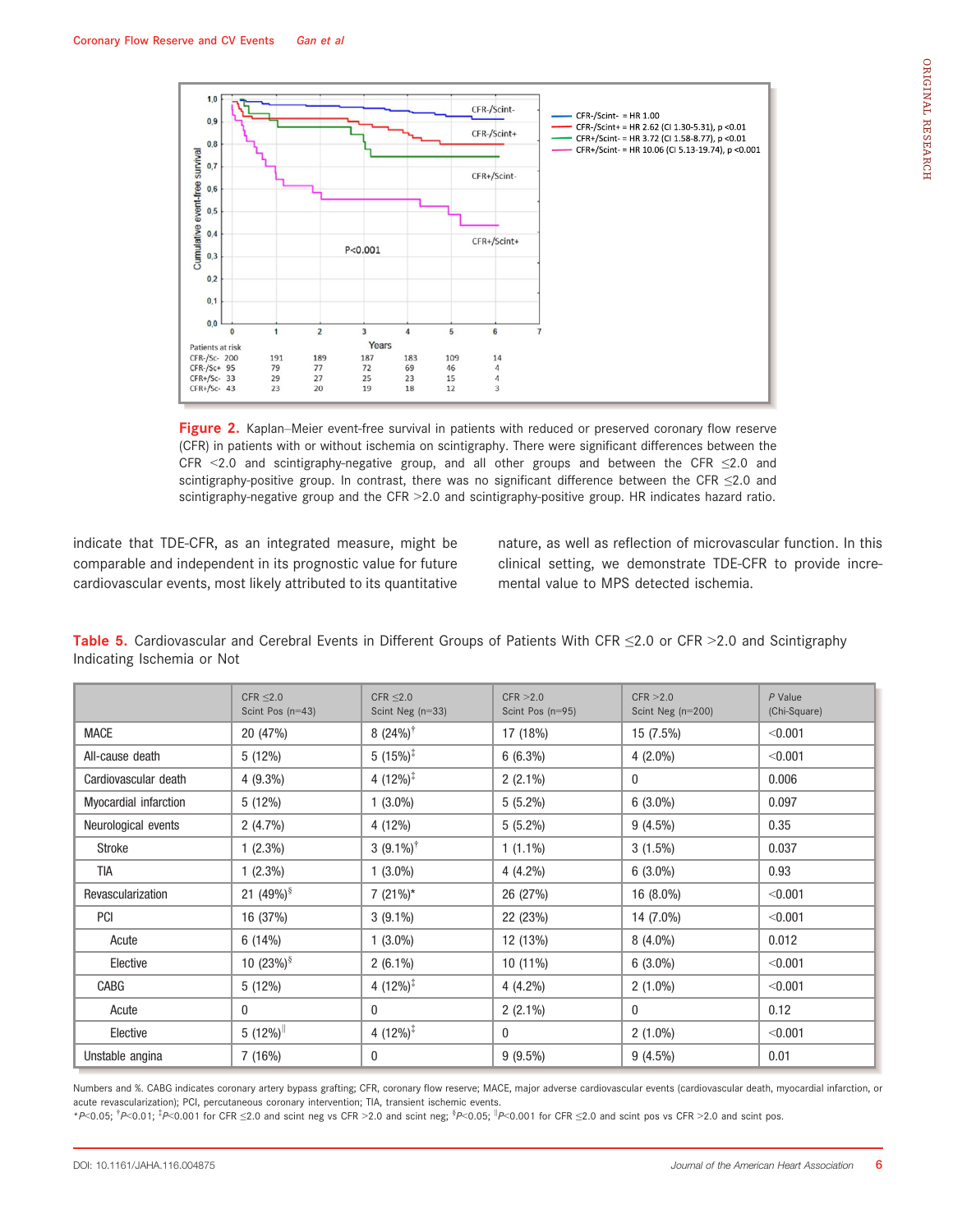Figure 2. Kaplan–Meier event-free survival in patients with reduced or preserved coronary flow reserve (CFR) in patients with or without ischemia on scintigraphy. There were significant differences between the CFR <2.0 and scintigraphy-negative group, and all other groups and between the CFR ≤2.0 and scintigraphy-positive group. In contrast, there was no significant difference between the CFR ≤2.0 and scintigraphy-negative group and the CFR >2.0 and scintigraphy-positive group. HR indicates hazard ratio.

indicate that TDE-CFR, as an integrated measure, might be comparable and independent in its prognostic value for future cardiovascular events, most likely attributed to its quantitative nature, as well as reflection of microvascular function. In this clinical setting, we demonstrate TDE-CFR to provide incremental value to MPS detected ischemia.

**Table 5.** Cardiovascular and Cerebral Events in Different Groups of Patients With CFR ≤2.0 or CFR >2.0 and Scintigraphy Indicating Ischemia or Not

| | CFR ≤2.0 Scint Pos (n=43) | CFR ≤2.0 Scint Neg (n=33) | CFR >2.0 Scint Pos (n=95) | CFR >2.0 Scint Neg (n=200) | P Value (Chi-Square) |
|---|---|---|---|---|---|
| MACE | 20 (47%) | 8 (24%)[†] | 17 (18%) | 15 (7.5%) | <0.001 |
| All-cause death | 5 (12%) | 5 (15%)[‡] | 6 (6.3%) | 4 (2.0%) | <0.001 |
| Cardiovascular death | 4 (9.3%) | 4 (12%)[‡] | 2 (2.1%) | 0 | 0.006 |
| Myocardial infarction | 5 (12%) | 1 (3.0%) | 5 (5.2%) | 6 (3.0%) | 0.097 |
| Neurological events | 2 (4.7%) | 4 (12%) | 5 (5.2%) | 9 (4.5%) | 0.35 |
| Stroke | 1 (2.3%) | 3 (9.1%)[†] | 1 (1.1%) | 3 (1.5%) | 0.037 |
| TIA | 1 (2.3%) | 1 (3.0%) | 4 (4.2%) | 6 (3.0%) | 0.93 |
| Revascularization | 21 (49%)[§] | 7 (21%)* | 26 (27%) | 16 (8.0%) | <0.001 |
| PCI | 16 (37%) | 3 (9.1%) | 22 (23%) | 14 (7.0%) | <0.001 |
| Acute | 6 (14%) | 1 (3.0%) | 12 (13%) | 8 (4.0%) | 0.012 |
| Elective | 10 (23%)[§] | 2 (6.1%) | 10 (11%) | 6 (3.0%) | <0.001 |
| CABG | 5 (12%) | 4 (12%)[‡] | 4 (4.2%) | 2 (1.0%) | <0.001 |
| Acute | 0 | 0 | 2 (2.1%) | 0 | 0.12 |
| Elective | 5 (12%)[‖] | 4 (12%)[‡] | 0 | 2 (1.0%) | <0.001 |
| Unstable angina | 7 (16%) | 0 | 9 (9.5%) | 9 (4.5%) | 0.01 |

Numbers and %. CABG indicates coronary artery bypass grafting; CFR, coronary flow reserve; MACE, major adverse cardiovascular events (cardiovascular death, myocardial infarction, or acute revascularization); PCI, percutaneous coronary intervention; TIA, transient ischemic events.
*$P$<0.05; [†]$P$<0.01; [‡]$P$<0.001 for CFR ≤2.0 and scint neg vs CFR >2.0 and scint neg; [§]$P$<0.05; [‖]$P$<0.001 for CFR ≤2.0 and scint pos vs CFR >2.0 and scint pos.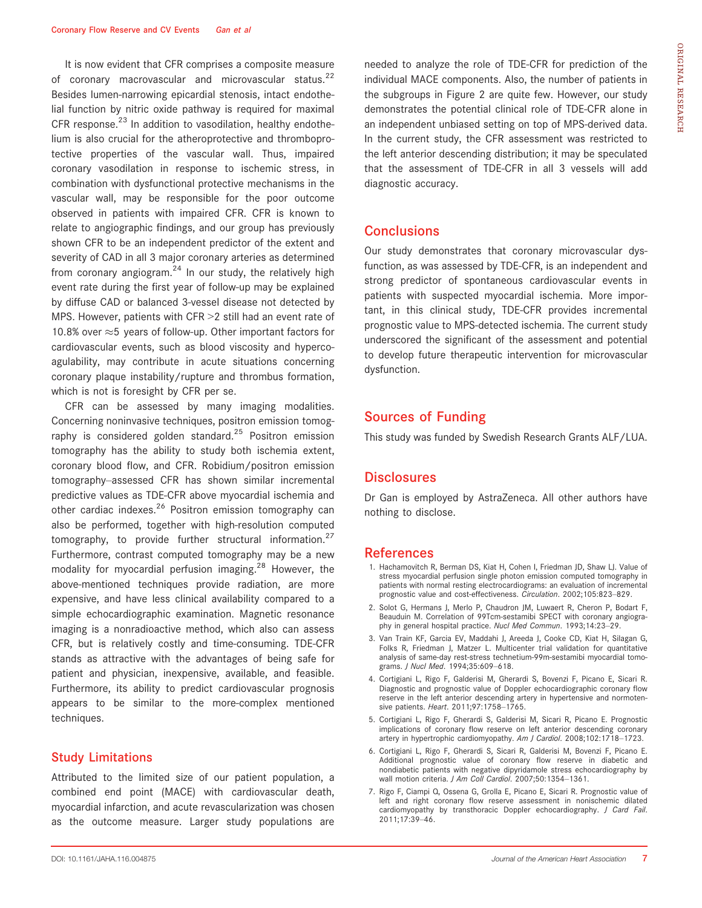It is now evident that CFR comprises a composite measure of coronary macrovascular and microvascular status.[22] Besides lumen-narrowing epicardial stenosis, intact endothelial function by nitric oxide pathway is required for maximal CFR response.[23] In addition to vasodilation, healthy endothelium is also crucial for the atheroprotective and thromboprotective properties of the vascular wall. Thus, impaired coronary vasodilation in response to ischemic stress, in combination with dysfunctional protective mechanisms in the vascular wall, may be responsible for the poor outcome observed in patients with impaired CFR. CFR is known to relate to angiographic findings, and our group has previously shown CFR to be an independent predictor of the extent and severity of CAD in all 3 major coronary arteries as determined from coronary angiogram.[24] In our study, the relatively high event rate during the first year of follow-up may be explained by diffuse CAD or balanced 3-vessel disease not detected by MPS. However, patients with CFR >2 still had an event rate of 10.8% over ≈5 years of follow-up. Other important factors for cardiovascular events, such as blood viscosity and hypercoagulability, may contribute in acute situations concerning coronary plaque instability/rupture and thrombus formation, which is not is foresight by CFR per se.

CFR can be assessed by many imaging modalities. Concerning noninvasive techniques, positron emission tomography is considered golden standard.[25] Positron emission tomography has the ability to study both ischemia extent, coronary blood flow, and CFR. Robidium/positron emission tomography–assessed CFR has shown similar incremental predictive values as TDE-CFR above myocardial ischemia and other cardiac indexes.[26] Positron emission tomography can also be performed, together with high-resolution computed tomography, to provide further structural information.[27] Furthermore, contrast computed tomography may be a new modality for myocardial perfusion imaging.[28] However, the above-mentioned techniques provide radiation, are more expensive, and have less clinical availability compared to a simple echocardiographic examination. Magnetic resonance imaging is a nonradioactive method, which also can assess CFR, but is relatively costly and time-consuming. TDE-CFR stands as attractive with the advantages of being safe for patient and physician, inexpensive, available, and feasible. Furthermore, its ability to predict cardiovascular prognosis appears to be similar to the more-complex mentioned techniques.

## Study Limitations

Attributed to the limited size of our patient population, a combined end point (MACE) with cardiovascular death, myocardial infarction, and acute revascularization was chosen as the outcome measure. Larger study populations are needed to analyze the role of TDE-CFR for prediction of the individual MACE components. Also, the number of patients in the subgroups in Figure 2 are quite few. However, our study demonstrates the potential clinical role of TDE-CFR alone in an independent unbiased setting on top of MPS-derived data. In the current study, the CFR assessment was restricted to the left anterior descending distribution; it may be speculated that the assessment of TDE-CFR in all 3 vessels will add diagnostic accuracy.

## Conclusions

Our study demonstrates that coronary microvascular dysfunction, as was assessed by TDE-CFR, is an independent and strong predictor of spontaneous cardiovascular events in patients with suspected myocardial ischemia. More important, in this clinical study, TDE-CFR provides incremental prognostic value to MPS-detected ischemia. The current study underscored the significant of the assessment and potential to develop future therapeutic intervention for microvascular dysfunction.

## Sources of Funding

This study was funded by Swedish Research Grants ALF/LUA.

## Disclosures

Dr Gan is employed by AstraZeneca. All other authors have nothing to disclose.

## References

1. Hachamovitch R, Berman DS, Kiat H, Cohen I, Friedman JD, Shaw LJ. Value of stress myocardial perfusion single photon emission computed tomography in patients with normal resting electrocardiograms: an evaluation of incremental prognostic value and cost-effectiveness. *Circulation*. 2002;105:823–829.
2. Solot G, Hermans J, Merlo P, Chaudron JM, Luwaert R, Cheron P, Bodart F, Beauduin M. Correlation of 99Tcm-sestamibi SPECT with coronary angiography in general hospital practice. *Nucl Med Commun*. 1993;14:23–29.
3. Van Train KF, Garcia EV, Maddahi J, Areeda J, Cooke CD, Kiat H, Silagan G, Folks R, Friedman J, Matzer L. Multicenter trial validation for quantitative analysis of same-day rest-stress technetium-99m-sestamibi myocardial tomograms. *J Nucl Med*. 1994;35:609–618.
4. Cortigiani L, Rigo F, Galderisi M, Gherardi S, Bovenzi F, Picano E, Sicari R. Diagnostic and prognostic value of Doppler echocardiographic coronary flow reserve in the left anterior descending artery in hypertensive and normotensive patients. *Heart*. 2011;97:1758–1765.
5. Cortigiani L, Rigo F, Gherardi S, Galderisi M, Sicari R, Picano E. Prognostic implications of coronary flow reserve on left anterior descending coronary artery in hypertrophic cardiomyopathy. *Am J Cardiol*. 2008;102:1718–1723.
6. Cortigiani L, Rigo F, Gherardi S, Sicari R, Galderisi M, Bovenzi F, Picano E. Additional prognostic value of coronary flow reserve in diabetic and nondiabetic patients with negative dipyridamole stress echocardiography by wall motion criteria. *J Am Coll Cardiol*. 2007;50:1354–1361.
7. Rigo F, Ciampi Q, Ossena G, Grolla E, Picano E, Sicari R. Prognostic value of left and right coronary flow reserve assessment in nonischemic dilated cardiomyopathy by transthoracic Doppler echocardiography. *J Card Fail*. 2011;17:39–46.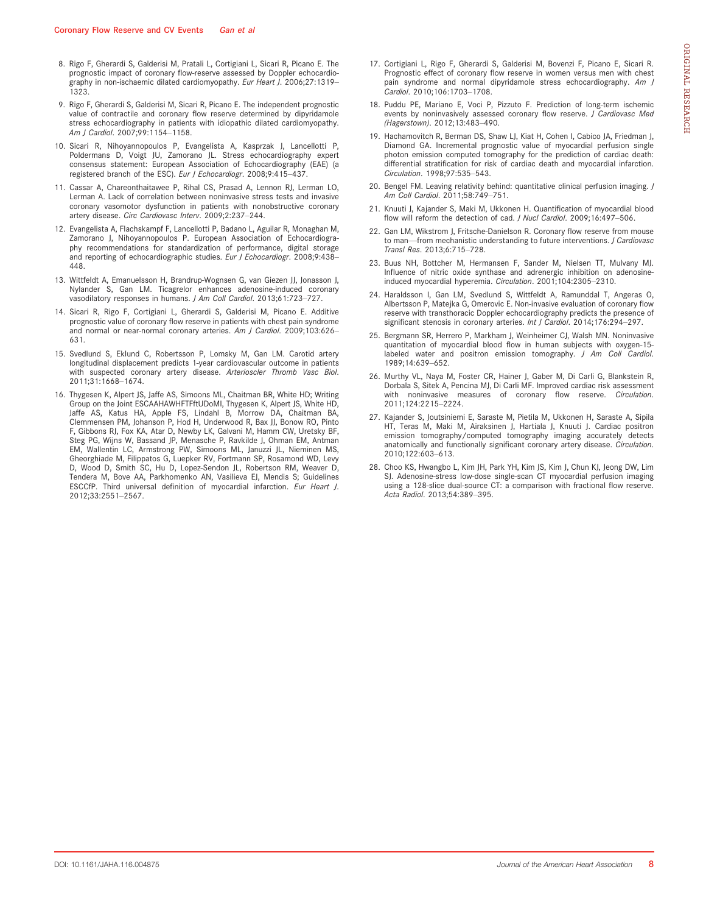8. Rigo F, Gherardi S, Galderisi M, Pratali L, Cortigiani L, Sicari R, Picano E. The prognostic impact of coronary flow-reserve assessed by Doppler echocardiography in non-ischaemic dilated cardiomyopathy. *Eur Heart J*. 2006;27:1319–1323.
9. Rigo F, Gherardi S, Galderisi M, Sicari R, Picano E. The independent prognostic value of contractile and coronary flow reserve determined by dipyridamole stress echocardiography in patients with idiopathic dilated cardiomyopathy. *Am J Cardiol*. 2007;99:1154–1158.
10. Sicari R, Nihoyannopoulos P, Evangelista A, Kasprzak J, Lancellotti P, Poldermans D, Voigt JU, Zamorano JL. Stress echocardiography expert consensus statement: European Association of Echocardiography (EAE) (a registered branch of the ESC). *Eur J Echocardiogr*. 2008;9:415–437.
11. Cassar A, Chareonthaitawee P, Rihal CS, Prasad A, Lennon RJ, Lerman LO, Lerman A. Lack of correlation between noninvasive stress tests and invasive coronary vasomotor dysfunction in patients with nonobstructive coronary artery disease. *Circ Cardiovasc Interv*. 2009;2:237–244.
12. Evangelista A, Flachskampf F, Lancellotti P, Badano L, Aguilar R, Monaghan M, Zamorano J, Nihoyannopoulos P. European Association of Echocardiography recommendations for standardization of performance, digital storage and reporting of echocardiographic studies. *Eur J Echocardiogr*. 2008;9:438–448.
13. Wittfeldt A, Emanuelsson H, Brandrup-Wognsen G, van Giezen JJ, Jonasson J, Nylander S, Gan LM. Ticagrelor enhances adenosine-induced coronary vasodilatory responses in humans. *J Am Coll Cardiol*. 2013;61:723–727.
14. Sicari R, Rigo F, Cortigiani L, Gherardi S, Galderisi M, Picano E. Additive prognostic value of coronary flow reserve in patients with chest pain syndrome and normal or near-normal coronary arteries. *Am J Cardiol*. 2009;103:626–631.
15. Svedlund S, Eklund C, Robertsson P, Lomsky M, Gan LM. Carotid artery longitudinal displacement predicts 1-year cardiovascular outcome in patients with suspected coronary artery disease. *Arterioscler Thromb Vasc Biol*. 2011;31:1668–1674.
16. Thygesen K, Alpert JS, Jaffe AS, Simoons ML, Chaitman BR, White HD; Writing Group on the Joint ESCAAHAWHFTFftUDoMI, Thygesen K, Alpert JS, White HD, Jaffe AS, Katus HA, Apple FS, Lindahl B, Morrow DA, Chaitman BA, Clemmensen PM, Johanson P, Hod H, Underwood R, Bax JJ, Bonow RO, Pinto F, Gibbons RJ, Fox KA, Atar D, Newby LK, Galvani M, Hamm CW, Uretsky BF, Steg PG, Wijns W, Bassand JP, Menasche P, Ravkilde J, Ohman EM, Antman EM, Wallentin LC, Armstrong PW, Simoons ML, Januzzi JL, Nieminen MS, Gheorghiade M, Filippatos G, Luepker RV, Fortmann SP, Rosamond WD, Levy D, Wood D, Smith SC, Hu D, Lopez-Sendon JL, Robertson RM, Weaver D, Tendera M, Bove AA, Parkhomenko AN, Vasilieva EJ, Mendis S; Guidelines ESCCfP. Third universal definition of myocardial infarction. *Eur Heart J*. 2012;33:2551–2567.
17. Cortigiani L, Rigo F, Gherardi S, Galderisi M, Bovenzi F, Picano E, Sicari R. Prognostic effect of coronary flow reserve in women versus men with chest pain syndrome and normal dipyridamole stress echocardiography. *Am J Cardiol*. 2010;106:1703–1708.
18. Puddu PE, Mariano E, Voci P, Pizzuto F. Prediction of long-term ischemic events by noninvasively assessed coronary flow reserve. *J Cardiovasc Med (Hagerstown)*. 2012;13:483–490.
19. Hachamovitch R, Berman DS, Shaw LJ, Kiat H, Cohen I, Cabico JA, Friedman J, Diamond GA. Incremental prognostic value of myocardial perfusion single photon emission computed tomography for the prediction of cardiac death: differential stratification for risk of cardiac death and myocardial infarction. *Circulation*. 1998;97:535–543.
20. Bengel FM. Leaving relativity behind: quantitative clinical perfusion imaging. *J Am Coll Cardiol*. 2011;58:749–751.
21. Knuuti J, Kajander S, Maki M, Ukkonen H. Quantification of myocardial blood flow will reform the detection of cad. *J Nucl Cardiol*. 2009;16:497–506.
22. Gan LM, Wikstrom J, Fritsche-Danielson R. Coronary flow reserve from mouse to man—from mechanistic understanding to future interventions. *J Cardiovasc Transl Res*. 2013;6:715–728.
23. Buus NH, Bottcher M, Hermansen F, Sander M, Nielsen TT, Mulvany MJ. Influence of nitric oxide synthase and adrenergic inhibition on adenosine-induced myocardial hyperemia. *Circulation*. 2001;104:2305–2310.
24. Haraldsson I, Gan LM, Svedlund S, Wittfeldt A, Ramunddal T, Angeras O, Albertsson P, Matejka G, Omerovic E. Non-invasive evaluation of coronary flow reserve with transthoracic Doppler echocardiography predicts the presence of significant stenosis in coronary arteries. *Int J Cardiol*. 2014;176:294–297.
25. Bergmann SR, Herrero P, Markham J, Weinheimer CJ, Walsh MN. Noninvasive quantitation of myocardial blood flow in human subjects with oxygen-15-labeled water and positron emission tomography. *J Am Coll Cardiol*. 1989;14:639–652.
26. Murthy VL, Naya M, Foster CR, Hainer J, Gaber M, Di Carli G, Blankstein R, Dorbala S, Sitek A, Pencina MJ, Di Carli MF. Improved cardiac risk assessment with noninvasive measures of coronary flow reserve. *Circulation*. 2011;124:2215–2224.
27. Kajander S, Joutsiniemi E, Saraste M, Pietila M, Ukkonen H, Saraste A, Sipila HT, Teras M, Maki M, Airaksinen J, Hartiala J, Knuuti J. Cardiac positron emission tomography/computed tomography imaging accurately detects anatomically and functionally significant coronary artery disease. *Circulation*. 2010;122:603–613.
28. Choo KS, Hwangbo L, Kim JH, Park YH, Kim JS, Kim J, Chun KJ, Jeong DW, Lim SJ. Adenosine-stress low-dose single-scan CT myocardial perfusion imaging using a 128-slice dual-source CT: a comparison with fractional flow reserve. *Acta Radiol*. 2013;54:389–395.